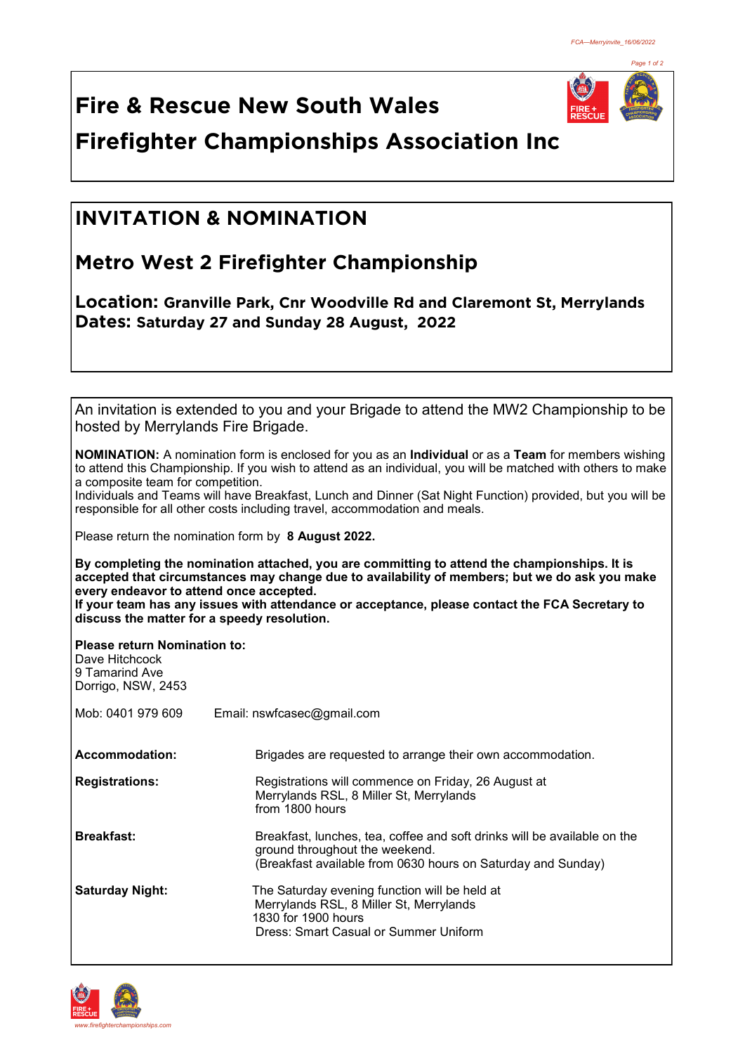# Fire & Rescue New South Wales

# Firefighter Championships Association Inc

## INVITATION & NOMINATION

## Metro West 2 Firefighter Championship

**Location: Granville Park, Cnr Woodville Rd and Claremont St, Merrylands**
**Dates: Saturday 27 and Sunday 28 August, 2022**

An invitation is extended to you and your Brigade to attend the MW2 Championship to be hosted by Merrylands Fire Brigade.

**NOMINATION:** A nomination form is enclosed for you as an **Individual** or as a **Team** for members wishing to attend this Championship. If you wish to attend as an individual, you will be matched with others to make a composite team for competition.
Individuals and Teams will have Breakfast, Lunch and Dinner (Sat Night Function) provided, but you will be responsible for all other costs including travel, accommodation and meals.

Please return the nomination form by **8 August 2022.**

**By completing the nomination attached, you are committing to attend the championships. It is accepted that circumstances may change due to availability of members; but we do ask you make every endeavor to attend once accepted.**
**If your team has any issues with attendance or acceptance, please contact the FCA Secretary to discuss the matter for a speedy resolution.**

**Please return Nomination to:**
Dave Hitchcock
9 Tamarind Ave
Dorrigo, NSW, 2453

Mob: 0401 979 609 Email: nswfcasec@gmail.com

**Accommodation:** Brigades are requested to arrange their own accommodation.

**Registrations:** Registrations will commence on Friday, 26 August at Merrylands RSL, 8 Miller St, Merrylands from 1800 hours

**Breakfast:** Breakfast, lunches, tea, coffee and soft drinks will be available on the ground throughout the weekend.
(Breakfast available from 0630 hours on Saturday and Sunday)

**Saturday Night:** The Saturday evening function will be held at Merrylands RSL, 8 Miller St, Merrylands
1830 for 1900 hours
Dress: Smart Casual or Summer Uniform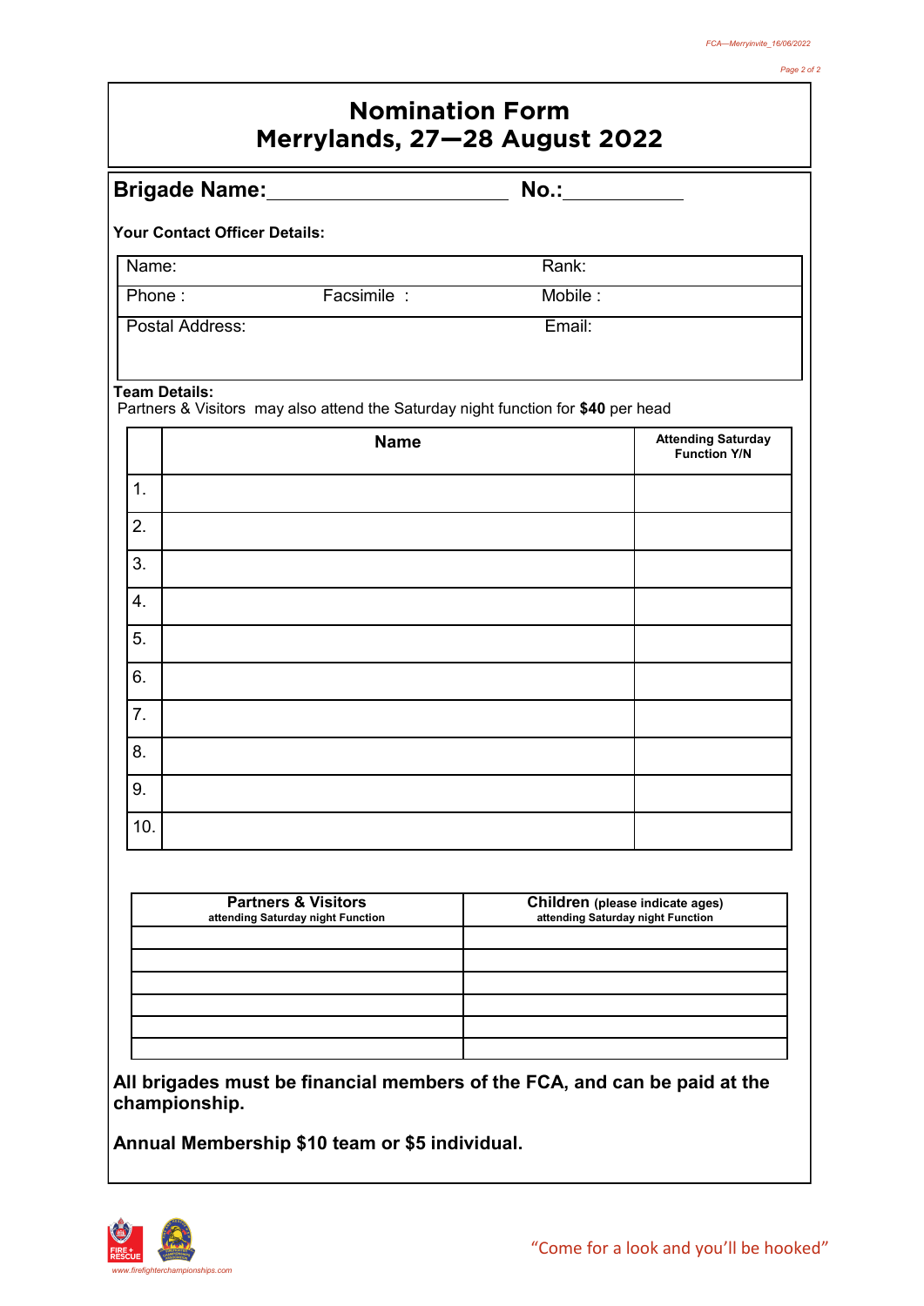# Nomination Form
# Merrylands, 27—28 August 2022

**Brigade Name:**\_\_\_\_\_\_\_\_\_\_\_\_\_\_\_\_\_\_\_\_\_\_\_\_ **No.:**\_\_\_\_\_\_\_\_\_\_

**Your Contact Officer Details:**

| | | |
|---|---|---|
| Name: | | Rank: |
| Phone : | Facsimile : | Mobile : |
| Postal Address: | | Email: |

**Team Details:**

Partners & Visitors may also attend the Saturday night function for **$40** per head

| | Name | Attending Saturday Function Y/N |
|---|---|---|
| 1. | | |
| 2. | | |
| 3. | | |
| 4. | | |
| 5. | | |
| 6. | | |
| 7. | | |
| 8. | | |
| 9. | | |
| 10. | | |

| **Partners & Visitors** attending Saturday night Function | **Children** (please indicate ages) attending Saturday night Function |
|---|---|
| | |
| | |
| | |
| | |
| | |
| | |

**All brigades must be financial members of the FCA, and can be paid at the championship.**

**Annual Membership $10 team or $5 individual.**

www.firefighterchampionships.com

"Come for a look and you'll be hooked"